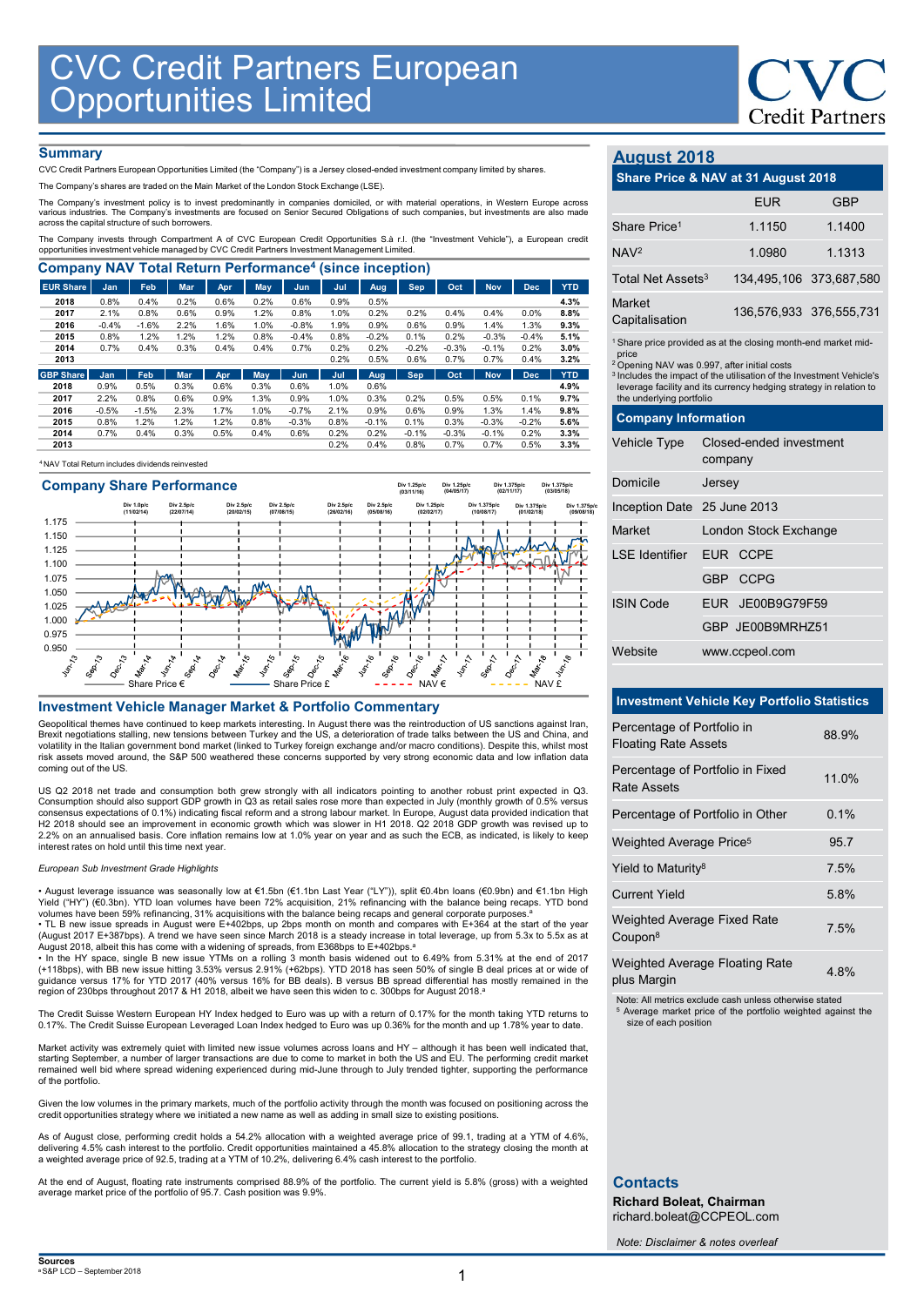# CVC Credit Partners European Opportunities Limited

CVC Credit Partners

## Summary

CVC Credit Partners European Opportunities Limited (the "Company") is a Jersey closed-ended investment company limited by shares.

The Company's shares are traded on the Main Market of the London Stock Exchange (LSE).

The Company's investment policy is to invest predominantly in companies domiciled, or with material operations, in Western Europe across various industries. The Company's investments are focused on Senior Secured Obligations of such companies, but investments are also made across the capital structure of such borrowers.

The Company invests through Compartment A of CVC European Credit Opportunities S.à r.l. (the "Investment Vehicle"), a European credit opportunities investment vehicle managed by CVC Credit Partners Investment Management Limited.

## Company NAV Total Return Performance[4] (since inception)

| EUR Share | Jan | Feb | Mar | Apr | May | Jun | Jul | Aug | Sep | Oct | Nov | Dec | YTD |
|---|---|---|---|---|---|---|---|---|---|---|---|---|---|
| 2018 | 0.8% | 0.4% | 0.2% | 0.6% | 0.2% | 0.6% | 0.9% | 0.5% | | | | | 4.3% |
| 2017 | 2.1% | 0.8% | 0.6% | 0.9% | 1.2% | 0.8% | 1.0% | 0.2% | 0.2% | 0.4% | 0.4% | 0.0% | 8.8% |
| 2016 | -0.4% | -1.6% | 2.2% | 1.6% | 1.0% | -0.8% | 1.9% | 0.9% | 0.6% | 0.9% | 1.4% | 1.3% | 9.3% |
| 2015 | 0.8% | 1.2% | 1.2% | 1.2% | 0.8% | -0.4% | 0.8% | -0.2% | 0.1% | 0.2% | -0.3% | -0.4% | 5.1% |
| 2014 | 0.7% | 0.4% | 0.3% | 0.4% | 0.4% | 0.7% | 0.2% | 0.2% | -0.2% | -0.3% | -0.1% | 0.2% | 3.0% |
| 2013 | | | | | | | 0.2% | 0.5% | 0.6% | 0.7% | 0.7% | 0.4% | 3.2% |
| **GBP Share** | **Jan** | **Feb** | **Mar** | **Apr** | **May** | **Jun** | **Jul** | **Aug** | **Sep** | **Oct** | **Nov** | **Dec** | **YTD** |
| 2018 | 0.9% | 0.5% | 0.3% | 0.6% | 0.3% | 0.6% | 1.0% | 0.6% | | | | | 4.9% |
| 2017 | 2.2% | 0.8% | 0.6% | 0.9% | 1.3% | 0.9% | 1.0% | 0.3% | 0.2% | 0.5% | 0.5% | 0.1% | 9.7% |
| 2016 | -0.5% | -1.5% | 2.3% | 1.7% | 1.0% | -0.7% | 2.1% | 0.9% | 0.6% | 0.9% | 1.3% | 1.4% | 9.8% |
| 2015 | 0.8% | 1.2% | 1.2% | 1.2% | 0.8% | -0.3% | 0.8% | -0.1% | 0.1% | 0.3% | -0.3% | -0.2% | 5.6% |
| 2014 | 0.7% | 0.4% | 0.3% | 0.5% | 0.4% | 0.6% | 0.2% | 0.2% | -0.1% | -0.3% | -0.1% | 0.2% | 3.3% |
| 2013 | | | | | | | 0.2% | 0.4% | 0.8% | 0.7% | 0.7% | 0.5% | 3.3% |

[4] NAV Total Return includes dividends reinvested

## Company Share Performance

Dividends: Div 1.0p/c (11/02/14), Div 2.5p/c (22/07/14), Div 2.5p/c (20/02/15), Div 2.5p/c (07/08/15), Div 2.5p/c (26/02/16), Div 2.5p/c (05/08/16), Div 1.25p/c (03/11/16), Div 1.25p/c (02/02/17), Div 1.25p/c (04/05/17), Div 1.375p/c (10/08/17), Div 1.375p/c (02/11/17), Div 1.375p/c (01/02/18), Div 1.375p/c (03/05/18), Div 1.375p/c (09/08/18)

Legend: Share Price € | Share Price £ | NAV € | NAV £

## Investment Vehicle Manager Market & Portfolio Commentary

Geopolitical themes have continued to keep markets interesting. In August there was the reintroduction of US sanctions against Iran, Brexit negotiations stalling, new tensions between Turkey and the US, a deterioration of trade talks between the US and China, and volatility in the Italian government bond market (linked to Turkey foreign exchange and/or macro conditions). Despite this, whilst most risk assets moved around, the S&P 500 weathered these concerns supported by very strong economic data and low inflation data coming out of the US.

US Q2 2018 net trade and consumption both grew strongly with all indicators pointing to another robust print expected in Q3. Consumption should also support GDP growth in Q3 as retail sales rose more than expected in July (monthly growth of 0.5% versus consensus expectations of 0.1%) indicating fiscal reform and a strong labour market. In Europe, August data provided indication that H2 2018 should see an improvement in economic growth which was slower in H1 2018. Q2 2018 GDP growth was revised up to 2.2% on an annualised basis. Core inflation remains low at 1.0% year on year and as such the ECB, as indicated, is likely to keep interest rates on hold until this time next year.

*European Sub Investment Grade Highlights*

- August leverage issuance was seasonally low at €1.5bn (€1.1bn Last Year ("LY")), split €0.4bn loans (€0.9bn) and €1.1bn High Yield ("HY") (€0.3bn). YTD loan volumes have been 72% acquisition, 21% refinancing with the balance being recaps. YTD bond volumes have been 59% refinancing, 31% acquisitions with the balance being recaps and general corporate purposes.[a]
- TL B new issue spreads in August were E+402bps, up 2bps month on month and compares with E+364 at the start of the year (August 2017 E+387bps). A trend we have seen since March 2018 is a steady increase in total leverage, up from 5.3x to 5.5x as at August 2018, albeit this has come with a widening of spreads, from E368bps to E+402bps.[a]
- In the HY space, single B new issue YTMs on a rolling 3 month basis widened out to 6.49% from 5.31% at the end of 2017 (+118bps), with BB new issue hitting 3.53% versus 2.91% (+62bps). YTD 2018 has seen 50% of single B deal prices at or wide of guidance versus 17% for YTD 2017 (40% versus 16% for BB deals). B versus BB spread differential has mostly remained in the region of 230bps throughout 2017 & H1 2018, albeit we have seen this widen to c. 300bps for August 2018.[a]

The Credit Suisse Western European HY Index hedged to Euro was up with a return of 0.17% for the month taking YTD returns to 0.17%. The Credit Suisse European Leveraged Loan Index hedged to Euro was up 0.36% for the month and up 1.78% year to date.

Market activity was extremely quiet with limited new issue volumes across loans and HY – although it has been well indicated that, starting September, a number of larger transactions are due to come to market in both the US and EU. The performing credit market remained well bid where spread widening experienced during mid-June through to July trended tighter, supporting the performance of the portfolio.

Given the low volumes in the primary markets, much of the portfolio activity through the month was focused on positioning across the credit opportunities strategy where we initiated a new name as well as adding in small size to existing positions.

As of August close, performing credit holds a 54.2% allocation with a weighted average price of 99.1, trading at a YTM of 4.6%, delivering 4.5% cash interest to the portfolio. Credit opportunities maintained a 45.8% allocation to the strategy closing the month at a weighted average price of 92.5, trading at a YTM of 10.2%, delivering 6.4% cash interest to the portfolio.

At the end of August, floating rate instruments comprised 88.9% of the portfolio. The current yield is 5.8% (gross) with a weighted average market price of the portfolio of 95.7. Cash position was 9.9%.

## August 2018

### Share Price & NAV at 31 August 2018

| | EUR | GBP |
|---|---|---|
| Share Price[1] | 1.1150 | 1.1400 |
| NAV[2] | 1.0980 | 1.1313 |
| Total Net Assets[3] | 134,495,106 | 373,687,580 |
| Market Capitalisation | 136,576,933 | 376,555,731 |

[1] Share price provided as at the closing month-end market mid-price
[2] Opening NAV was 0.997, after initial costs
[3] Includes the impact of the utilisation of the Investment Vehicle's leverage facility and its currency hedging strategy in relation to the underlying portfolio

### Company Information

| | |
|---|---|
| Vehicle Type | Closed-ended investment company |
| Domicile | Jersey |
| Inception Date | 25 June 2013 |
| Market | London Stock Exchange |
| LSE Identifier | EUR CCPE |
| | GBP CCPG |
| ISIN Code | EUR JE00B9G79F59 |
| | GBP JE00B9MRHZ51 |
| Website | www.ccpeol.com |

### Investment Vehicle Key Portfolio Statistics

| | |
|---|---|
| Percentage of Portfolio in Floating Rate Assets | 88.9% |
| Percentage of Portfolio in Fixed Rate Assets | 11.0% |
| Percentage of Portfolio in Other | 0.1% |
| Weighted Average Price[5] | 95.7 |
| Yield to Maturity[8] | 7.5% |
| Current Yield | 5.8% |
| Weighted Average Fixed Rate Coupon[8] | 7.5% |
| Weighted Average Floating Rate plus Margin | 4.8% |

Note: All metrics exclude cash unless otherwise stated
[5] Average market price of the portfolio weighted against the size of each position

## Contacts

**Richard Boleat, Chairman**
richard.boleat@CCPEOL.com

*Note: Disclaimer & notes overleaf*

**Sources**
[a] S&P LCD – September 2018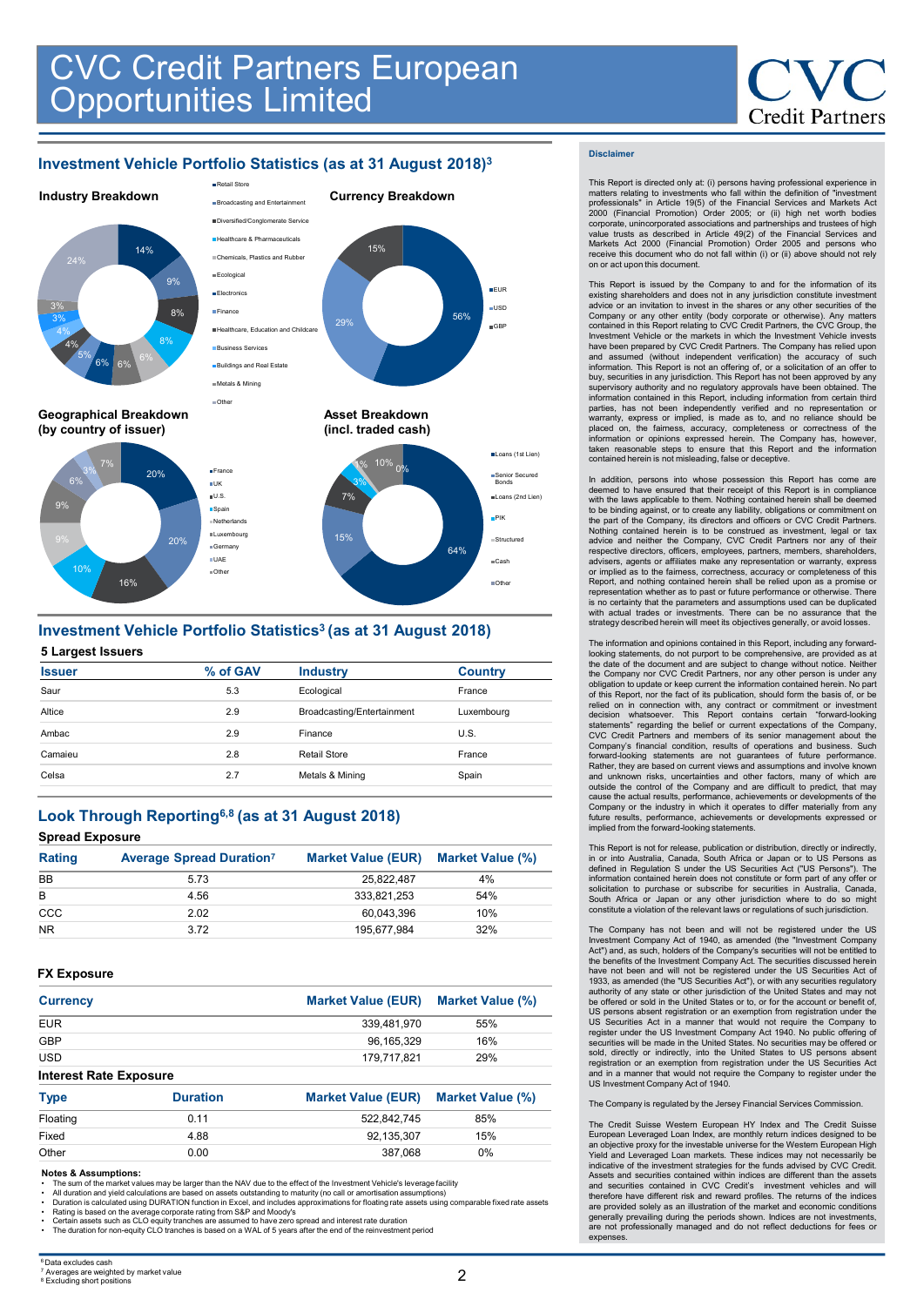# CVC Credit Partners European Opportunities Limited

CVC Credit Partners

## Investment Vehicle Portfolio Statistics (as at 31 August 2018)[3]

### Industry Breakdown

14%
9%
8%
8%
6%
6%
6%
5%
4%
4%
3%
3%
24%

- Retail Store
- Broadcasting and Entertainment
- Diversified/Conglomerate Service
- Healthcare & Pharmaceuticals
- Chemicals, Plastics and Rubber
- Ecological
- Electronics
- Finance
- Healthcare, Education and Childcare
- Business Services
- Buildings and Real Estate
- Metals & Mining
- Other

### Currency Breakdown

56%
29%
15%

- EUR
- USD
- GBP

### Geographical Breakdown (by country of issuer)

20%
20%
16%
10%
9%
9%
6%
3%
7%

- France
- UK
- U.S.
- Spain
- Netherlands
- Luxembourg
- Germany
- UAE
- Other

### Asset Breakdown (incl. traded cash)

64%
15%
7%
3%
1%
10%
0%

- Loans (1st Lien)
- Senior Secured Bonds
- Loans (2nd Lien)
- PIK
- Structured
- Cash
- Other

## Investment Vehicle Portfolio Statistics[3] (as at 31 August 2018)

### 5 Largest Issuers

| Issuer | % of GAV | Industry | Country |
|---|---|---|---|
| Saur | 5.3 | Ecological | France |
| Altice | 2.9 | Broadcasting/Entertainment | Luxembourg |
| Ambac | 2.9 | Finance | U.S. |
| Camaieu | 2.8 | Retail Store | France |
| Celsa | 2.7 | Metals & Mining | Spain |

## Look Through Reporting[6,8] (as at 31 August 2018)

### Spread Exposure

| Rating | Average Spread Duration[7] | Market Value (EUR) | Market Value (%) |
|---|---|---|---|
| BB | 5.73 | 25,822,487 | 4% |
| B | 4.56 | 333,821,253 | 54% |
| CCC | 2.02 | 60,043,396 | 10% |
| NR | 3.72 | 195,677,984 | 32% |

### FX Exposure

| Currency | Market Value (EUR) | Market Value (%) |
|---|---|---|
| EUR | 339,481,970 | 55% |
| GBP | 96,165,329 | 16% |
| USD | 179,717,821 | 29% |

### Interest Rate Exposure

| Type | Duration | Market Value (EUR) | Market Value (%) |
|---|---|---|---|
| Floating | 0.11 | 522,842,745 | 85% |
| Fixed | 4.88 | 92,135,307 | 15% |
| Other | 0.00 | 387,068 | 0% |

**Notes & Assumptions:**

- The sum of the market values may be larger than the NAV due to the effect of the Investment Vehicle's leverage facility
- All duration and yield calculations are based on assets outstanding to maturity (no call or amortisation assumptions)
- Duration is calculated using DURATION function in Excel, and includes approximations for floating rate assets using comparable fixed rate assets
- Rating is based on the average corporate rating from S&P and Moody's
- Certain assets such as CLO equity tranches are assumed to have zero spread and interest rate duration
- The duration for non-equity CLO tranches is based on a WAL of 5 years after the end of the reinvestment period

[6] Data excludes cash
[7] Averages are weighted by market value
[8] Excluding short positions

### Disclaimer

This Report is directed only at: (i) persons having professional experience in matters relating to investments who fall within the definition of "investment professionals" in Article 19(5) of the Financial Services and Markets Act 2000 (Financial Promotion) Order 2005; or (ii) high net worth bodies corporate, unincorporated associations and partnerships and trustees of high value trusts as described in Article 49(2) of the Financial Services and Markets Act 2000 (Financial Promotion) Order 2005 and persons who receive this document who do not fall within (i) or (ii) above should not rely on or act upon this document.

This Report is issued by the Company to and for the information of its existing shareholders and does not in any jurisdiction constitute investment advice or an invitation to invest in the shares or any other securities of the Company or any other entity (body corporate or otherwise). Any matters contained in this Report relating to CVC Credit Partners, the CVC Group, the Investment Vehicle or the markets in which the Investment Vehicle invests have been prepared by CVC Credit Partners. The Company has relied upon and assumed (without independent verification) the accuracy of such information. This Report is not an offering of, or a solicitation of an offer to buy, securities in any jurisdiction. This Report has not been approved by any supervisory authority and no regulatory approvals have been obtained. The information contained in this Report, including information from certain third parties, has not been independently verified and no representation or warranty, express or implied, is made as to, and no reliance should be placed on, the fairness, accuracy, completeness or correctness of the information or opinions expressed herein. The Company has, however, taken reasonable steps to ensure that this Report and the information contained herein is not misleading, false or deceptive.

In addition, persons into whose possession this Report has come are deemed to have ensured that their receipt of this Report is in compliance with the laws applicable to them. Nothing contained herein shall be deemed to be binding against, or to create any liability, obligations or commitment on the part of the Company, its directors and officers or CVC Credit Partners. Nothing contained herein is to be construed as investment, legal or tax advice and neither the Company, CVC Credit Partners nor any of their respective directors, officers, employees, partners, members, shareholders, advisers, agents or affiliates make any representation or warranty, express or implied as to the fairness, correctness, accuracy or completeness of this Report, and nothing contained herein shall be relied upon as a promise or representation whether as to past or future performance or otherwise. There is no certainty that the parameters and assumptions used can be duplicated with actual trades or investments. There can be no assurance that the strategy described herein will meet its objectives generally, or avoid losses.

The information and opinions contained in this Report, including any forward-looking statements, do not purport to be comprehensive, are provided as at the date of the document and are subject to change without notice. Neither the Company nor CVC Credit Partners, nor any other person is under any obligation to update or keep current the information contained herein. No part of this Report, nor the fact of its publication, should form the basis of, or be relied on in connection with, any contract or commitment or investment decision whatsoever. This Report contains certain "forward-looking statements" regarding the belief or current expectations of the Company, CVC Credit Partners and members of its senior management about the Company's financial condition, results of operations and business. Such forward-looking statements are not guarantees of future performance. Rather, they are based on current views and assumptions and involve known and unknown risks, uncertainties and other factors, many of which are outside the control of the Company and are difficult to predict, that may cause the actual results, performance, achievements or developments of the Company or the industry in which it operates to differ materially from any future results, performance, achievements or developments expressed or implied from the forward-looking statements.

This Report is not for release, publication or distribution, directly or indirectly, in or into Australia, Canada, South Africa or Japan or to US Persons as defined in Regulation S under the US Securities Act ("US Persons"). The information contained herein does not constitute or form part of any offer or solicitation to purchase or subscribe for securities in Australia, Canada, South Africa or Japan or any other jurisdiction where to do so might constitute a violation of the relevant laws or regulations of such jurisdiction.

The Company has not been and will not be registered under the US Investment Company Act of 1940, as amended (the "Investment Company Act") and, as such, holders of the Company's securities will not be entitled to the benefits of the Investment Company Act. The securities discussed herein have not been and will not be registered under the US Securities Act of 1933, as amended (the "US Securities Act"), or with any securities regulatory authority of any state or other jurisdiction of the United States and may not be offered or sold in the United States or to, or for the account or benefit of, US persons absent registration or an exemption from registration under the US Securities Act in a manner that would not require the Company to register under the US Investment Company Act 1940. No public offering of securities will be made in the United States. No securities may be offered or sold, directly or indirectly, into the United States to US persons absent registration or an exemption from registration under the US Securities Act and in a manner that would not require the Company to register under the US Investment Company Act of 1940.

The Company is regulated by the Jersey Financial Services Commission.

The Credit Suisse Western European HY Index and The Credit Suisse European Leveraged Loan Index, are monthly return indices designed to be an objective proxy for the investable universe for the Western European High Yield and Leveraged Loan markets. These indices may not necessarily be indicative of the investment strategies for the funds advised by CVC Credit. Assets and securities contained within indices are different than the assets and securities contained in CVC Credit's investment vehicles and will therefore have different risk and reward profiles. The returns of the indices are provided solely as an illustration of the market and economic conditions generally prevailing during the periods shown. Indices are not investments, are not professionally managed and do not reflect deductions for fees or expenses.